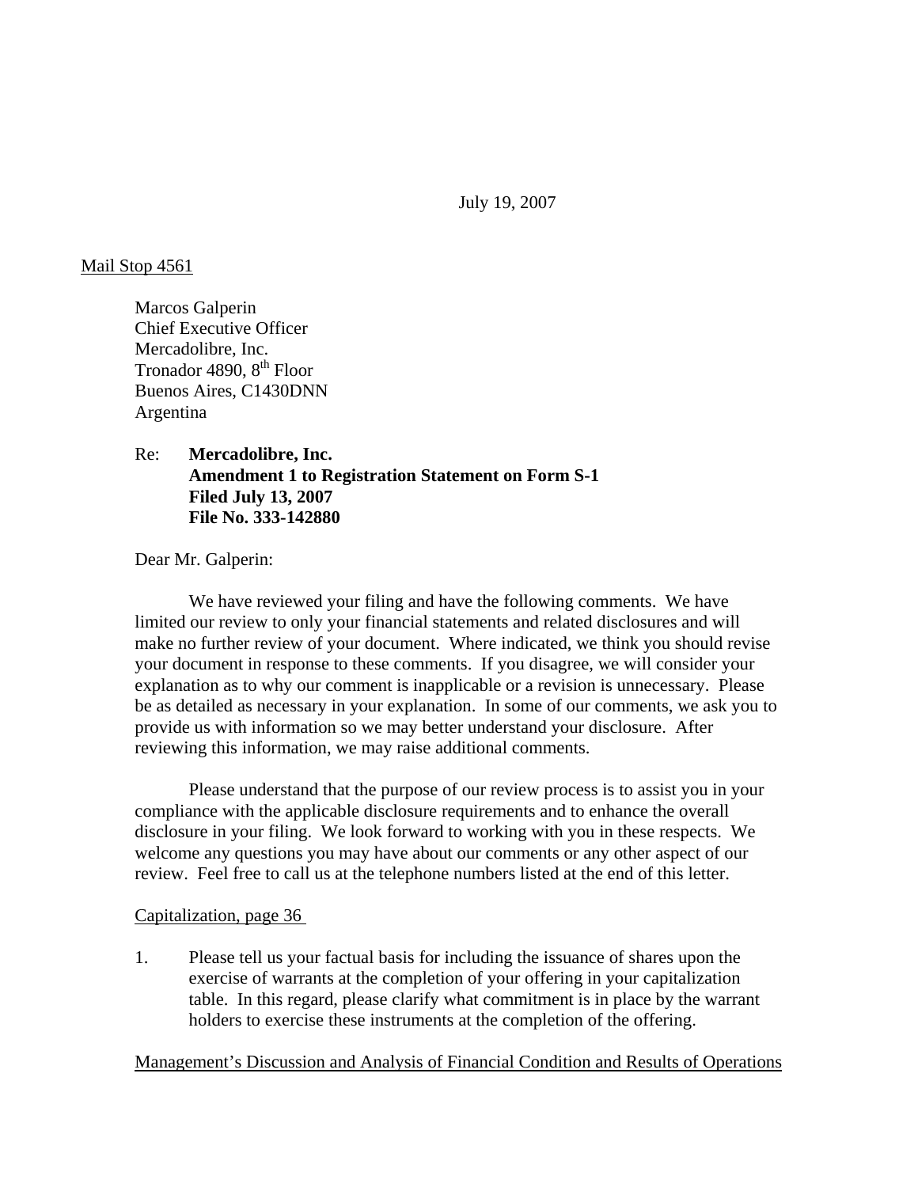July 19, 2007

Mail Stop 4561

Marcos Galperin
Chief Executive Officer
Mercadolibre, Inc.
Tronador 4890, 8th Floor
Buenos Aires, C1430DNN
Argentina

Re: **Mercadolibre, Inc.**
**Amendment 1 to Registration Statement on Form S-1**
**Filed July 13, 2007**
**File No. 333-142880**

Dear Mr. Galperin:

We have reviewed your filing and have the following comments. We have limited our review to only your financial statements and related disclosures and will make no further review of your document. Where indicated, we think you should revise your document in response to these comments. If you disagree, we will consider your explanation as to why our comment is inapplicable or a revision is unnecessary. Please be as detailed as necessary in your explanation. In some of our comments, we ask you to provide us with information so we may better understand your disclosure. After reviewing this information, we may raise additional comments.

Please understand that the purpose of our review process is to assist you in your compliance with the applicable disclosure requirements and to enhance the overall disclosure in your filing. We look forward to working with you in these respects. We welcome any questions you may have about our comments or any other aspect of our review. Feel free to call us at the telephone numbers listed at the end of this letter.

Capitalization, page 36

1. Please tell us your factual basis for including the issuance of shares upon the exercise of warrants at the completion of your offering in your capitalization table. In this regard, please clarify what commitment is in place by the warrant holders to exercise these instruments at the completion of the offering.

Management's Discussion and Analysis of Financial Condition and Results of Operations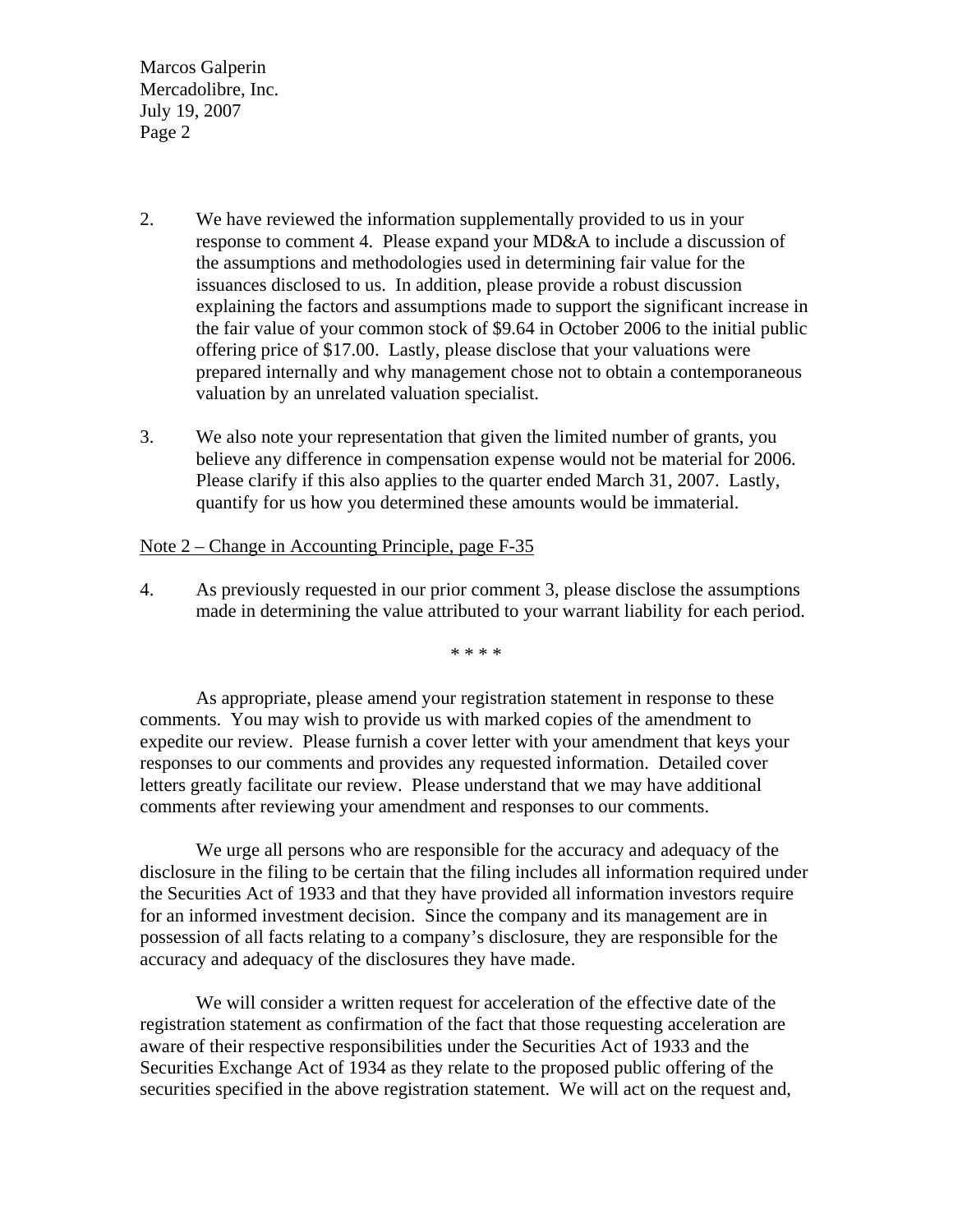2. We have reviewed the information supplementally provided to us in your response to comment 4. Please expand your MD&A to include a discussion of the assumptions and methodologies used in determining fair value for the issuances disclosed to us. In addition, please provide a robust discussion explaining the factors and assumptions made to support the significant increase in the fair value of your common stock of $9.64 in October 2006 to the initial public offering price of $17.00. Lastly, please disclose that your valuations were prepared internally and why management chose not to obtain a contemporaneous valuation by an unrelated valuation specialist.

3. We also note your representation that given the limited number of grants, you believe any difference in compensation expense would not be material for 2006. Please clarify if this also applies to the quarter ended March 31, 2007. Lastly, quantify for us how you determined these amounts would be immaterial.

Note 2 – Change in Accounting Principle, page F-35

4. As previously requested in our prior comment 3, please disclose the assumptions made in determining the value attributed to your warrant liability for each period.

\* \* \* \*

As appropriate, please amend your registration statement in response to these comments. You may wish to provide us with marked copies of the amendment to expedite our review. Please furnish a cover letter with your amendment that keys your responses to our comments and provides any requested information. Detailed cover letters greatly facilitate our review. Please understand that we may have additional comments after reviewing your amendment and responses to our comments.

We urge all persons who are responsible for the accuracy and adequacy of the disclosure in the filing to be certain that the filing includes all information required under the Securities Act of 1933 and that they have provided all information investors require for an informed investment decision. Since the company and its management are in possession of all facts relating to a company's disclosure, they are responsible for the accuracy and adequacy of the disclosures they have made.

We will consider a written request for acceleration of the effective date of the registration statement as confirmation of the fact that those requesting acceleration are aware of their respective responsibilities under the Securities Act of 1933 and the Securities Exchange Act of 1934 as they relate to the proposed public offering of the securities specified in the above registration statement. We will act on the request and,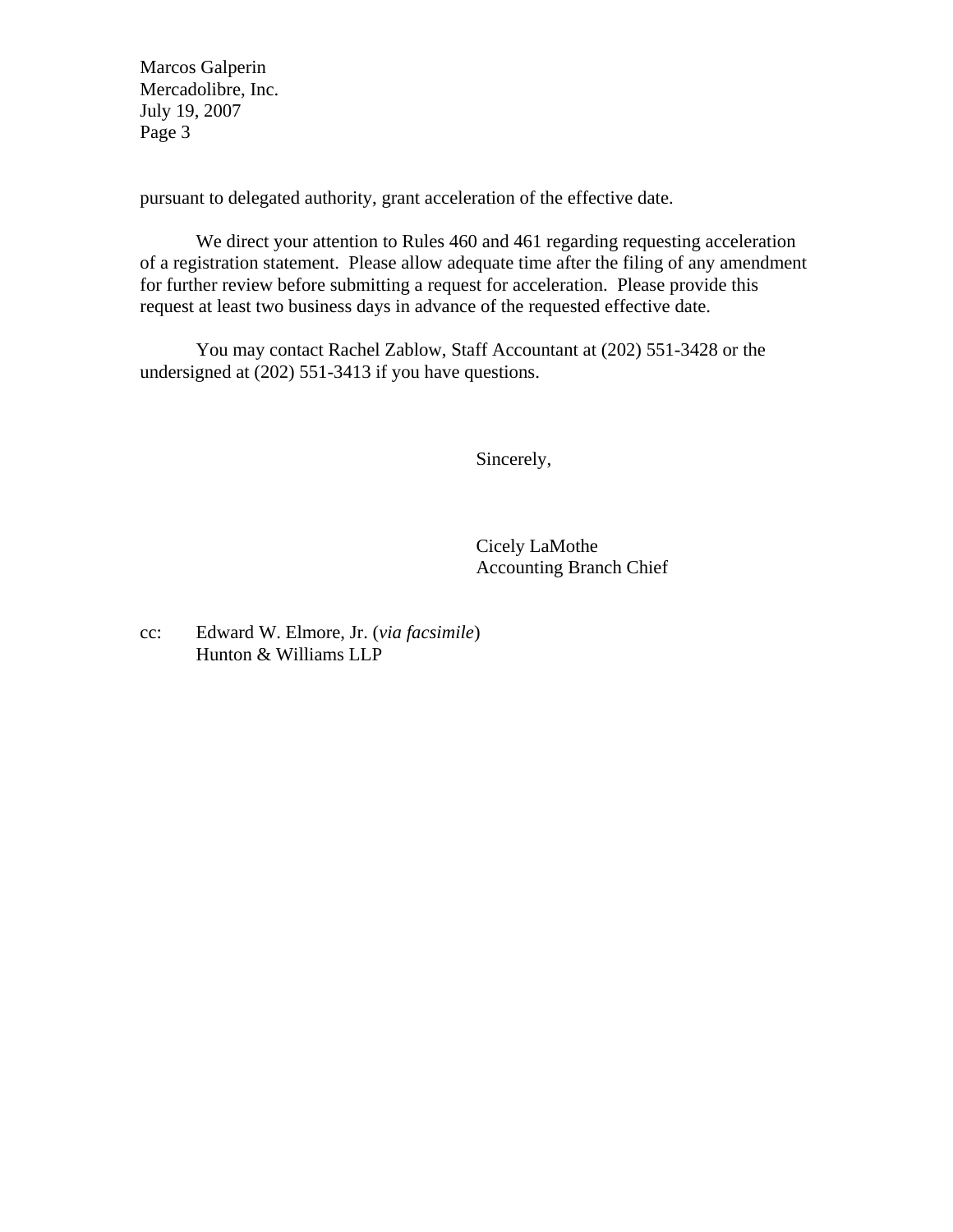pursuant to delegated authority, grant acceleration of the effective date.

We direct your attention to Rules 460 and 461 regarding requesting acceleration of a registration statement. Please allow adequate time after the filing of any amendment for further review before submitting a request for acceleration. Please provide this request at least two business days in advance of the requested effective date.

You may contact Rachel Zablow, Staff Accountant at (202) 551-3428 or the undersigned at (202) 551-3413 if you have questions.

Sincerely,

Cicely LaMothe
Accounting Branch Chief

cc: Edward W. Elmore, Jr. (*via facsimile*)
Hunton & Williams LLP